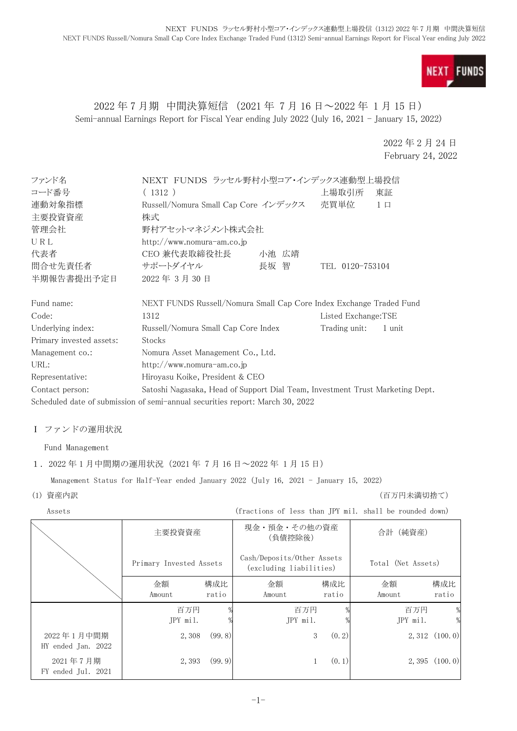# 2022 年 7 月期　中間決算短信（2021 年 7 月 16 日～2022 年 1 月 15 日）

Semi-annual Earnings Report for Fiscal Year ending July 2022 (July 16, 2021 - January 15, 2022)

2022 年 2 月 24 日
February 24, 2022

| | | | |
|---|---|---|---|
| ファンド名 | NEXT FUNDS ラッセル野村小型コア・インデックス連動型上場投信 | | |
| コード番号 | ( 1312 ) | 上場取引所 | 東証 |
| 連動対象指標 | Russell/Nomura Small Cap Core インデックス | 売買単位 | 1 口 |
| 主要投資資産 | 株式 | | |
| 管理会社 | 野村アセットマネジメント株式会社 | | |
| URL | http://www.nomura-am.co.jp | | |
| 代表者 | CEO 兼代表取締役社長　小池 広靖 | | |
| 問合せ先責任者 | サポートダイヤル　長坂 智 | TEL 0120-753104 | |
| 半期報告書提出予定日 | 2022 年 3 月 30 日 | | |

| | | | |
|---|---|---|---|
| Fund name: | NEXT FUNDS Russell/Nomura Small Cap Core Index Exchange Traded Fund | | |
| Code: | 1312 | Listed Exchange: | TSE |
| Underlying index: | Russell/Nomura Small Cap Core Index | Trading unit: | 1 unit |
| Primary invested assets: | Stocks | | |
| Management co.: | Nomura Asset Management Co., Ltd. | | |
| URL: | http://www.nomura-am.co.jp | | |
| Representative: | Hiroyasu Koike, President & CEO | | |
| Contact person: | Satoshi Nagasaka, Head of Support Dial Team, Investment Trust Marketing Dept. | | |

Scheduled date of submission of semi-annual securities report: March 30, 2022

## Ⅰ ファンドの運用状況

Fund Management

### 1．2022 年 1 月中間期の運用状況（2021 年 7 月 16 日～2022 年 1 月 15 日）

Management Status for Half-Year ended January 2022 (July 16, 2021 - January 15, 2022)

(1) 資産内訳　　（百万円未満切捨て）

Assets　　(fractions of less than JPY mil. shall be rounded down)

| | 主要投資資産 Primary Invested Assets | | 現金・預金・その他の資産（負債控除後） Cash/Deposits/Other Assets (excluding liabilities) | | 合計（純資産） Total (Net Assets) | |
|---|---|---|---|---|---|---|
| | 金額 Amount | 構成比 ratio | 金額 Amount | 構成比 ratio | 金額 Amount | 構成比 ratio |
| | 百万円 JPY mil. | % | 百万円 JPY mil. | % | 百万円 JPY mil. | % |
| 2022 年 1 月中間期 HY ended Jan. 2022 | 2,308 | (99.8) | 3 | (0.2) | 2,312 | (100.0) |
| 2021 年 7 月期 FY ended Jul. 2021 | 2,393 | (99.9) | 1 | (0.1) | 2,395 | (100.0) |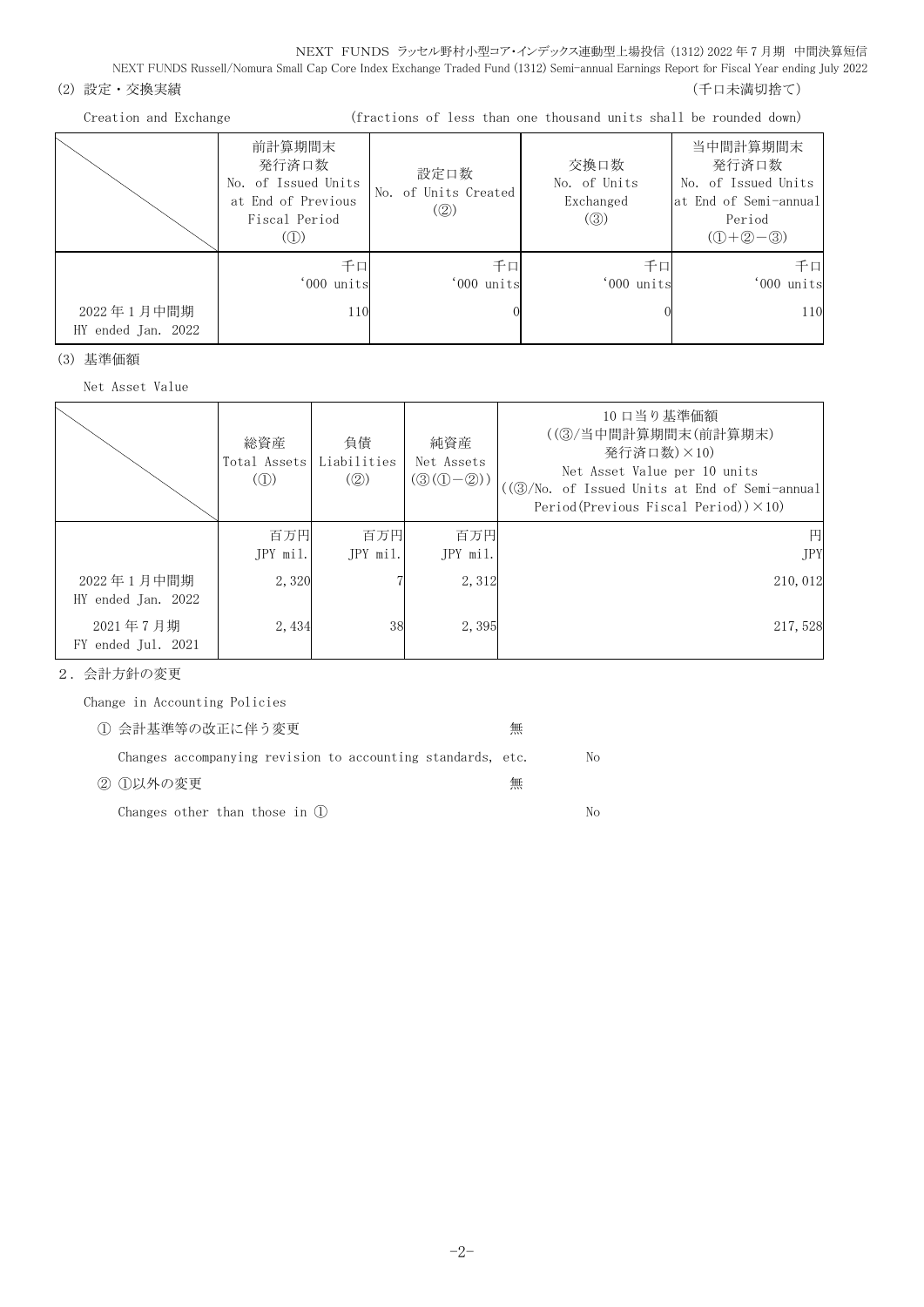(2) 設定・交換実績　(千口未満切捨て)

Creation and Exchange　(fractions of less than one thousand units shall be rounded down)

| | 前計算期間末発行済口数 No. of Issued Units at End of Previous Fiscal Period (①) | 設定口数 No. of Units Created (②) | 交換口数 No. of Units Exchanged (③) | 当中間計算期間末発行済口数 No. of Issued Units at End of Semi-annual Period (①+②−③) |
|---|---|---|---|---|
| | 千口 '000 units | 千口 '000 units | 千口 '000 units | 千口 '000 units |
| 2022 年 1 月中間期 HY ended Jan. 2022 | 110 | 0 | 0 | 110 |

(3) 基準価額

Net Asset Value

| | 総資産 Total Assets (①) | 負債 Liabilities (②) | 純資産 Net Assets (③(①−②)) | 10 口当り基準価額 ((③/当中間計算期間末(前計算期末)発行済口数)×10) Net Asset Value per 10 units ((③/No. of Issued Units at End of Semi-annual Period(Previous Fiscal Period))×10) |
|---|---|---|---|---|
| | 百万円 JPY mil. | 百万円 JPY mil. | 百万円 JPY mil. | 円 JPY |
| 2022 年 1 月中間期 HY ended Jan. 2022 | 2,320 | 7 | 2,312 | 210,012 |
| 2021 年 7 月期 FY ended Jul. 2021 | 2,434 | 38 | 2,395 | 217,528 |

2．会計方針の変更

Change in Accounting Policies

① 会計基準等の改正に伴う変更　無

Changes accompanying revision to accounting standards, etc.　No

② ①以外の変更　無

Changes other than those in ①　No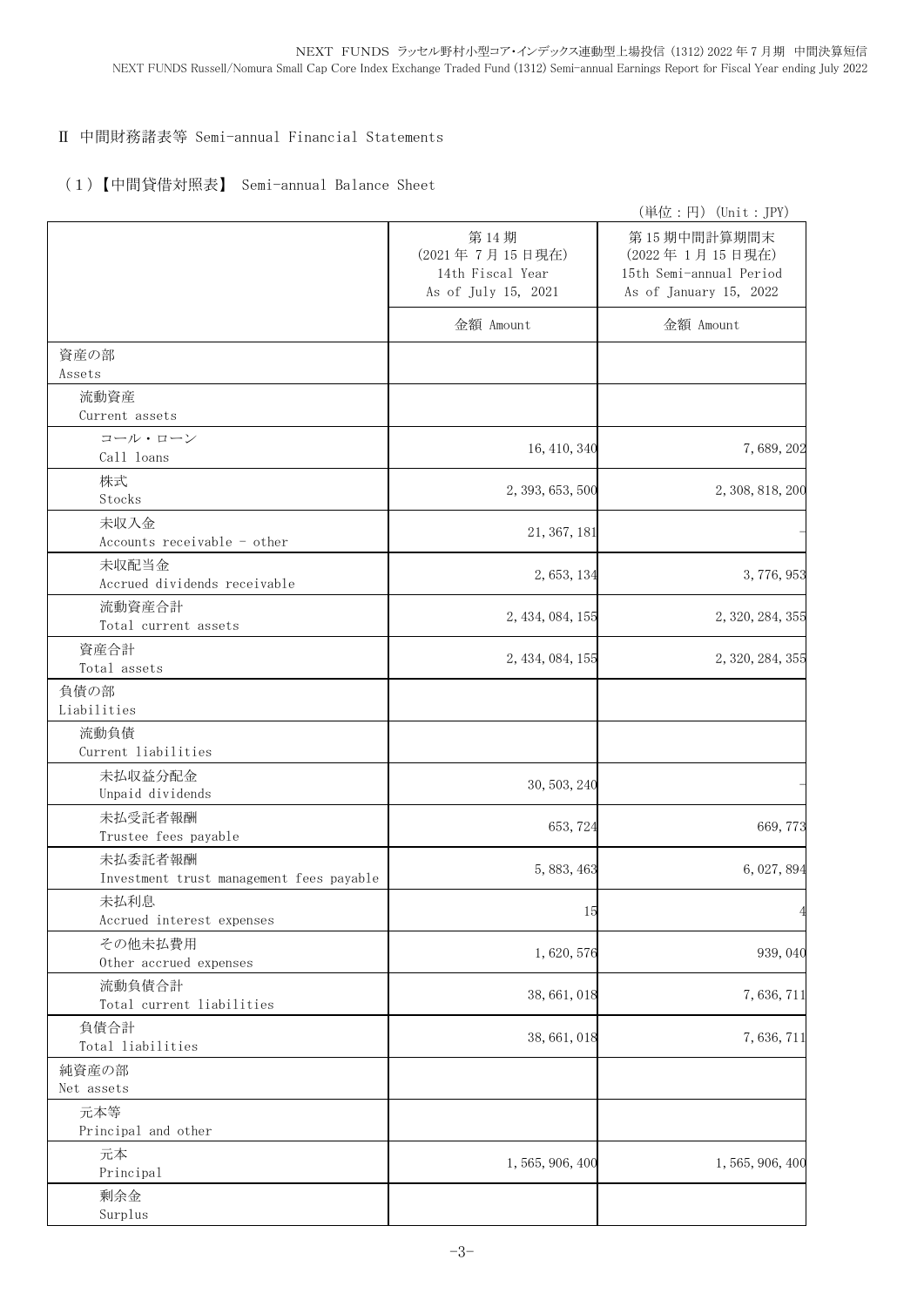## Ⅱ 中間財務諸表等 Semi-annual Financial Statements

### （1）【中間貸借対照表】 Semi-annual Balance Sheet

（単位：円）(Unit：JPY)

| | 第14期<br>(2021年7月15日現在)<br>14th Fiscal Year<br>As of July 15, 2021 | 第15期中間計算期間末<br>(2022年1月15日現在)<br>15th Semi-annual Period<br>As of January 15, 2022 |
|---|---|---|
| | 金額 Amount | 金額 Amount |
| 資産の部<br>Assets | | |
| 流動資産<br>Current assets | | |
| コール・ローン<br>Call loans | 16,410,340 | 7,689,202 |
| 株式<br>Stocks | 2,393,653,500 | 2,308,818,200 |
| 未収入金<br>Accounts receivable - other | 21,367,181 | - |
| 未収配当金<br>Accrued dividends receivable | 2,653,134 | 3,776,953 |
| 流動資産合計<br>Total current assets | 2,434,084,155 | 2,320,284,355 |
| 資産合計<br>Total assets | 2,434,084,155 | 2,320,284,355 |
| 負債の部<br>Liabilities | | |
| 流動負債<br>Current liabilities | | |
| 未払収益分配金<br>Unpaid dividends | 30,503,240 | - |
| 未払受託者報酬<br>Trustee fees payable | 653,724 | 669,773 |
| 未払委託者報酬<br>Investment trust management fees payable | 5,883,463 | 6,027,894 |
| 未払利息<br>Accrued interest expenses | 15 | 4 |
| その他未払費用<br>Other accrued expenses | 1,620,576 | 939,040 |
| 流動負債合計<br>Total current liabilities | 38,661,018 | 7,636,711 |
| 負債合計<br>Total liabilities | 38,661,018 | 7,636,711 |
| 純資産の部<br>Net assets | | |
| 元本等<br>Principal and other | | |
| 元本<br>Principal | 1,565,906,400 | 1,565,906,400 |
| 剰余金<br>Surplus | | |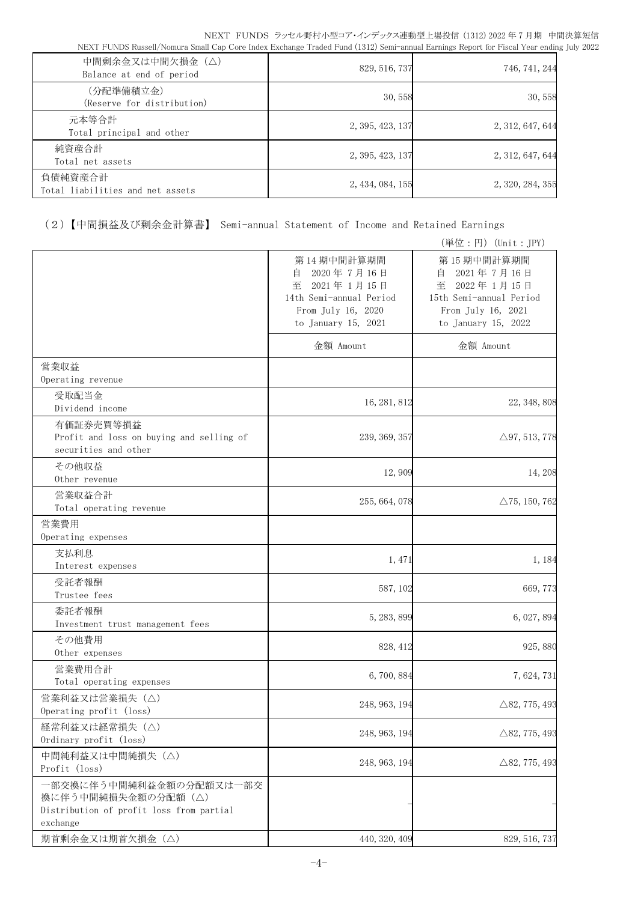| | | |
|---|---|---|
| 中間剰余金又は中間欠損金（△）<br>Balance at end of period | 829, 516, 737 | 746, 741, 244 |
| （分配準備積立金）<br>(Reserve for distribution) | 30, 558 | 30, 558 |
| 元本等合計<br>Total principal and other | 2, 395, 423, 137 | 2, 312, 647, 644 |
| 純資産合計<br>Total net assets | 2, 395, 423, 137 | 2, 312, 647, 644 |
| 負債純資産合計<br>Total liabilities and net assets | 2, 434, 084, 155 | 2, 320, 284, 355 |

（2）【中間損益及び剰余金計算書】 Semi-annual Statement of Income and Retained Earnings

（単位：円）(Unit：JPY)

| | 第14期中間計算期間<br>自 2020年7月16日<br>至 2021年1月15日<br>14th Semi-annual Period<br>From July 16, 2020<br>to January 15, 2021 | 第15期中間計算期間<br>自 2021年7月16日<br>至 2022年1月15日<br>15th Semi-annual Period<br>From July 16, 2021<br>to January 15, 2022 |
|---|---|---|
| | 金額 Amount | 金額 Amount |
| 営業収益<br>Operating revenue | | |
| 受取配当金<br>Dividend income | 16, 281, 812 | 22, 348, 808 |
| 有価証券売買等損益<br>Profit and loss on buying and selling of securities and other | 239, 369, 357 | △97, 513, 778 |
| その他収益<br>Other revenue | 12, 909 | 14, 208 |
| 営業収益合計<br>Total operating revenue | 255, 664, 078 | △75, 150, 762 |
| 営業費用<br>Operating expenses | | |
| 支払利息<br>Interest expenses | 1, 471 | 1, 184 |
| 受託者報酬<br>Trustee fees | 587, 102 | 669, 773 |
| 委託者報酬<br>Investment trust management fees | 5, 283, 899 | 6, 027, 894 |
| その他費用<br>Other expenses | 828, 412 | 925, 880 |
| 営業費用合計<br>Total operating expenses | 6, 700, 884 | 7, 624, 731 |
| 営業利益又は営業損失（△）<br>Operating profit (loss) | 248, 963, 194 | △82, 775, 493 |
| 経常利益又は経常損失（△）<br>Ordinary profit (loss) | 248, 963, 194 | △82, 775, 493 |
| 中間純利益又は中間純損失（△）<br>Profit (loss) | 248, 963, 194 | △82, 775, 493 |
| 一部交換に伴う中間純利益金額の分配額又は一部交換に伴う中間純損失金額の分配額（△）<br>Distribution of profit loss from partial exchange | － | － |
| 期首剰余金又は期首欠損金（△） | 440, 320, 409 | 829, 516, 737 |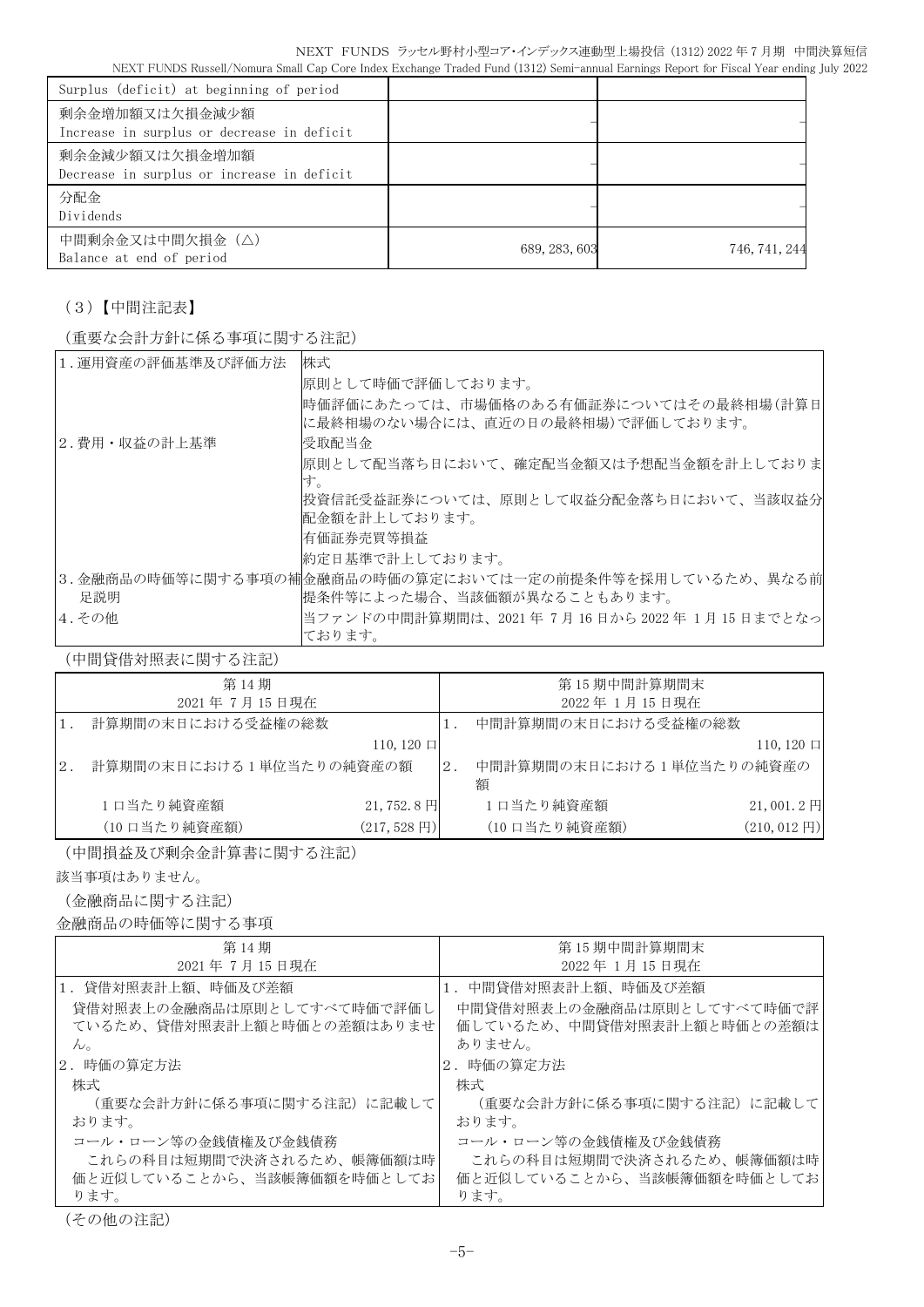| | | |
|---|---|---|
| Surplus (deficit) at beginning of period | | |
| 剰余金増加額又は欠損金減少額<br>Increase in surplus or decrease in deficit | – | – |
| 剰余金減少額又は欠損金増加額<br>Decrease in surplus or increase in deficit | – | – |
| 分配金<br>Dividends | – | – |
| 中間剰余金又は中間欠損金（△）<br>Balance at end of period | 689, 283, 603 | 746, 741, 244 |

（3）【中間注記表】

（重要な会計方針に係る事項に関する注記）

| | |
|---|---|
| 1．運用資産の評価基準及び評価方法 | 株式<br>原則として時価で評価しております。<br>時価評価にあたっては、市場価格のある有価証券についてはその最終相場(計算日に最終相場のない場合には、直近の日の最終相場)で評価しております。 |
| 2．費用・収益の計上基準 | 受取配当金<br>原則として配当落ち日において、確定配当金額又は予想配当金額を計上しております。<br>投資信託受益証券については、原則として収益分配金落ち日において、当該収益分配金額を計上しております。<br>有価証券売買等損益<br>約定日基準で計上しております。 |
| 3．金融商品の時価等に関する事項の補足説明 | 金融商品の時価の算定においては一定の前提条件等を採用しているため、異なる前提条件等によった場合、当該価額が異なることもあります。 |
| 4．その他 | 当ファンドの中間計算期間は、2021 年 7 月 16 日から 2022 年 1 月 15 日までとなっております。 |

（中間貸借対照表に関する注記）

| 第 14 期<br>2021 年 7 月 15 日現在 | | 第 15 期中間計算期間末<br>2022 年 1 月 15 日現在 | |
|---|---|---|---|
| 1． 計算期間の末日における受益権の総数 | | 1． 中間計算期間の末日における受益権の総数 | |
| | 110, 120 口 | | 110, 120 口 |
| 2． 計算期間の末日における 1 単位当たりの純資産の額 | | 2． 中間計算期間の末日における 1 単位当たりの純資産の額 | |
| 1 口当たり純資産額 | 21, 752. 8 円 | 1 口当たり純資産額 | 21, 001. 2 円 |
| (10 口当たり純資産額) | (217, 528 円) | (10 口当たり純資産額) | (210, 012 円) |

（中間損益及び剰余金計算書に関する注記）

該当事項はありません。

（金融商品に関する注記）

金融商品の時価等に関する事項

| 第 14 期<br>2021 年 7 月 15 日現在 | 第 15 期中間計算期間末<br>2022 年 1 月 15 日現在 |
|---|---|
| 1．貸借対照表計上額、時価及び差額<br>貸借対照表上の金融商品は原則としてすべて時価で評価しているため、貸借対照表計上額と時価との差額はありません。 | 1．中間貸借対照表計上額、時価及び差額<br>中間貸借対照表上の金融商品は原則としてすべて時価で評価しているため、中間貸借対照表計上額と時価との差額はありません。 |
| 2．時価の算定方法<br>株式<br>（重要な会計方針に係る事項に関する注記）に記載しております。<br>コール・ローン等の金銭債権及び金銭債務<br>これらの科目は短期間で決済されるため、帳簿価額は時価と近似していることから、当該帳簿価額を時価としております。 | 2．時価の算定方法<br>株式<br>（重要な会計方針に係る事項に関する注記）に記載しております。<br>コール・ローン等の金銭債権及び金銭債務<br>これらの科目は短期間で決済されるため、帳簿価額は時価と近似していることから、当該帳簿価額を時価としております。 |

（その他の注記）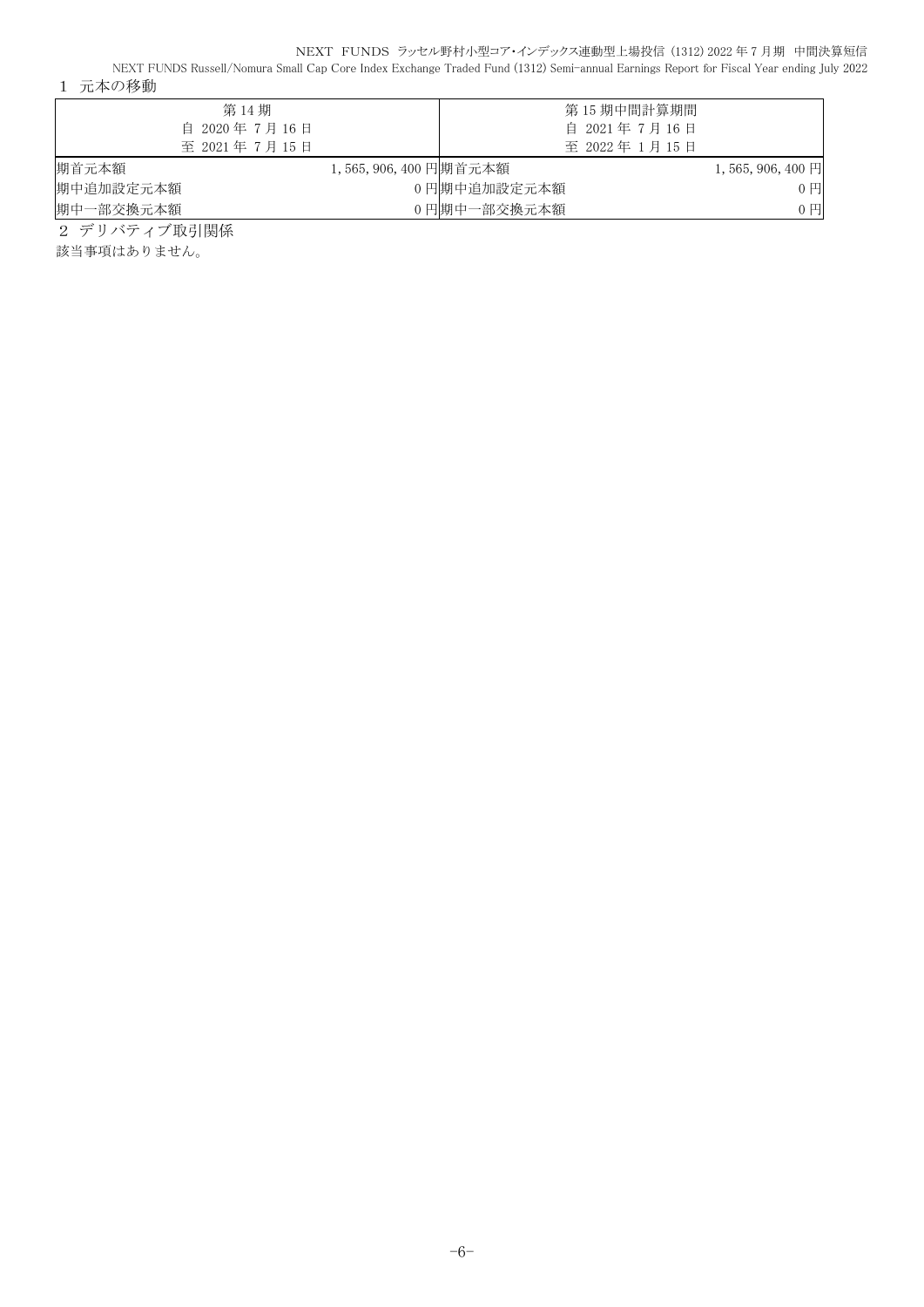## 1 元本の移動

| 第14期<br>自 2020年 7月16日<br>至 2021年 7月15日 | | 第15期中間計算期間<br>自 2021年 7月16日<br>至 2022年 1月15日 | |
|---|---|---|---|
| 期首元本額 | 1,565,906,400円 | 期首元本額 | 1,565,906,400円 |
| 期中追加設定元本額 | 0円 | 期中追加設定元本額 | 0円 |
| 期中一部交換元本額 | 0円 | 期中一部交換元本額 | 0円 |

## 2 デリバティブ取引関係

該当事項はありません。